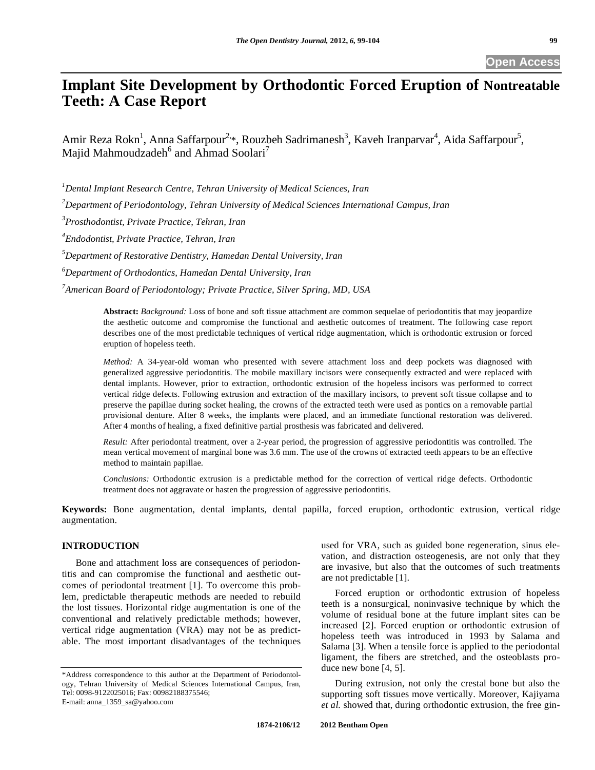# Implant Site Development by Orthodontic Forced Eruption of Nontreatable Teeth: A Case Report

Amir Reza Rokn[1], Anna Saffarpour[2,*], Rouzbeh Sadrimanesh[3], Kaveh Iranparvar[4], Aida Saffarpour[5], Majid Mahmoudzadeh[6] and Ahmad Soolari[7]

[1]*Dental Implant Research Centre, Tehran University of Medical Sciences, Iran*

[2]*Department of Periodontology, Tehran University of Medical Sciences International Campus, Iran*

[3]*Prosthodontist, Private Practice, Tehran, Iran*

[4]*Endodontist, Private Practice, Tehran, Iran*

[5]*Department of Restorative Dentistry, Hamedan Dental University, Iran*

[6]*Department of Orthodontics, Hamedan Dental University, Iran*

[7]*American Board of Periodontology; Private Practice, Silver Spring, MD, USA*

**Abstract:** *Background:* Loss of bone and soft tissue attachment are common sequelae of periodontitis that may jeopardize the aesthetic outcome and compromise the functional and aesthetic outcomes of treatment. The following case report describes one of the most predictable techniques of vertical ridge augmentation, which is orthodontic extrusion or forced eruption of hopeless teeth.

*Method:* A 34-year-old woman who presented with severe attachment loss and deep pockets was diagnosed with generalized aggressive periodontitis. The mobile maxillary incisors were consequently extracted and were replaced with dental implants. However, prior to extraction, orthodontic extrusion of the hopeless incisors was performed to correct vertical ridge defects. Following extrusion and extraction of the maxillary incisors, to prevent soft tissue collapse and to preserve the papillae during socket healing, the crowns of the extracted teeth were used as pontics on a removable partial provisional denture. After 8 weeks, the implants were placed, and an immediate functional restoration was delivered. After 4 months of healing, a fixed definitive partial prosthesis was fabricated and delivered.

*Result:* After periodontal treatment, over a 2-year period, the progression of aggressive periodontitis was controlled. The mean vertical movement of marginal bone was 3.6 mm. The use of the crowns of extracted teeth appears to be an effective method to maintain papillae.

*Conclusions:* Orthodontic extrusion is a predictable method for the correction of vertical ridge defects. Orthodontic treatment does not aggravate or hasten the progression of aggressive periodontitis.

**Keywords:** Bone augmentation, dental implants, dental papilla, forced eruption, orthodontic extrusion, vertical ridge augmentation.

## INTRODUCTION

Bone and attachment loss are consequences of periodontitis and can compromise the functional and aesthetic outcomes of periodontal treatment [1]. To overcome this problem, predictable therapeutic methods are needed to rebuild the lost tissues. Horizontal ridge augmentation is one of the conventional and relatively predictable methods; however, vertical ridge augmentation (VRA) may not be as predictable. The most important disadvantages of the techniques used for VRA, such as guided bone regeneration, sinus elevation, and distraction osteogenesis, are not only that they are invasive, but also that the outcomes of such treatments are not predictable [1].

Forced eruption or orthodontic extrusion of hopeless teeth is a nonsurgical, noninvasive technique by which the volume of residual bone at the future implant sites can be increased [2]. Forced eruption or orthodontic extrusion of hopeless teeth was introduced in 1993 by Salama and Salama [3]. When a tensile force is applied to the periodontal ligament, the fibers are stretched, and the osteoblasts produce new bone [4, 5].

During extrusion, not only the crestal bone but also the supporting soft tissues move vertically. Moreover, Kajiyama *et al.* showed that, during orthodontic extrusion, the free gin-

*Address correspondence to this author at the Department of Periodontology, Tehran University of Medical Sciences International Campus, Iran, Tel: 0098-9122025016; Fax: 00982188375546;
E-mail: anna_1359_sa@yahoo.com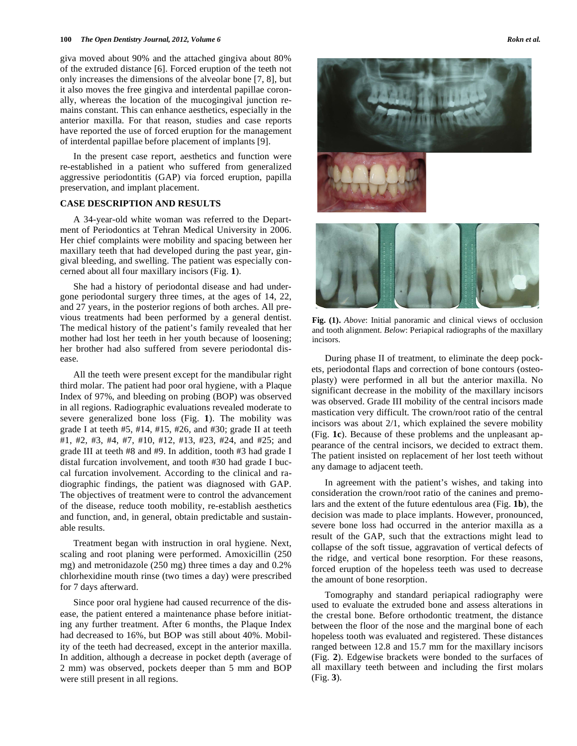giva moved about 90% and the attached gingiva about 80% of the extruded distance [6]. Forced eruption of the teeth not only increases the dimensions of the alveolar bone [7, 8], but it also moves the free gingiva and interdental papillae coronally, whereas the location of the mucogingival junction remains constant. This can enhance aesthetics, especially in the anterior maxilla. For that reason, studies and case reports have reported the use of forced eruption for the management of interdental papillae before placement of implants [9].

In the present case report, aesthetics and function were re-established in a patient who suffered from generalized aggressive periodontitis (GAP) via forced eruption, papilla preservation, and implant placement.

## CASE DESCRIPTION AND RESULTS

A 34-year-old white woman was referred to the Department of Periodontics at Tehran Medical University in 2006. Her chief complaints were mobility and spacing between her maxillary teeth that had developed during the past year, gingival bleeding, and swelling. The patient was especially concerned about all four maxillary incisors (Fig. **1**).

She had a history of periodontal disease and had undergone periodontal surgery three times, at the ages of 14, 22, and 27 years, in the posterior regions of both arches. All previous treatments had been performed by a general dentist. The medical history of the patient's family revealed that her mother had lost her teeth in her youth because of loosening; her brother had also suffered from severe periodontal disease.

All the teeth were present except for the mandibular right third molar. The patient had poor oral hygiene, with a Plaque Index of 97%, and bleeding on probing (BOP) was observed in all regions. Radiographic evaluations revealed moderate to severe generalized bone loss (Fig. **1**). The mobility was grade I at teeth #5, #14, #15, #26, and #30; grade II at teeth #1, #2, #3, #4, #7, #10, #12, #13, #23, #24, and #25; and grade III at teeth #8 and #9. In addition, tooth #3 had grade I distal furcation involvement, and tooth #30 had grade I buccal furcation involvement. According to the clinical and radiographic findings, the patient was diagnosed with GAP. The objectives of treatment were to control the advancement of the disease, reduce tooth mobility, re-establish aesthetics and function, and, in general, obtain predictable and sustainable results.

Treatment began with instruction in oral hygiene. Next, scaling and root planing were performed. Amoxicillin (250 mg) and metronidazole (250 mg) three times a day and 0.2% chlorhexidine mouth rinse (two times a day) were prescribed for 7 days afterward.

Since poor oral hygiene had caused recurrence of the disease, the patient entered a maintenance phase before initiating any further treatment. After 6 months, the Plaque Index had decreased to 16%, but BOP was still about 40%. Mobility of the teeth had decreased, except in the anterior maxilla. In addition, although a decrease in pocket depth (average of 2 mm) was observed, pockets deeper than 5 mm and BOP were still present in all regions.

**Fig. (1).** *Above*: Initial panoramic and clinical views of occlusion and tooth alignment. *Below*: Periapical radiographs of the maxillary incisors.

During phase II of treatment, to eliminate the deep pockets, periodontal flaps and correction of bone contours (osteoplasty) were performed in all but the anterior maxilla. No significant decrease in the mobility of the maxillary incisors was observed. Grade III mobility of the central incisors made mastication very difficult. The crown/root ratio of the central incisors was about 2/1, which explained the severe mobility (Fig. **1c**). Because of these problems and the unpleasant appearance of the central incisors, we decided to extract them. The patient insisted on replacement of her lost teeth without any damage to adjacent teeth.

In agreement with the patient's wishes, and taking into consideration the crown/root ratio of the canines and premolars and the extent of the future edentulous area (Fig. **1b**), the decision was made to place implants. However, pronounced, severe bone loss had occurred in the anterior maxilla as a result of the GAP, such that the extractions might lead to collapse of the soft tissue, aggravation of vertical defects of the ridge, and vertical bone resorption. For these reasons, forced eruption of the hopeless teeth was used to decrease the amount of bone resorption.

Tomography and standard periapical radiography were used to evaluate the extruded bone and assess alterations in the crestal bone. Before orthodontic treatment, the distance between the floor of the nose and the marginal bone of each hopeless tooth was evaluated and registered. These distances ranged between 12.8 and 15.7 mm for the maxillary incisors (Fig. **2**). Edgewise brackets were bonded to the surfaces of all maxillary teeth between and including the first molars (Fig. **3**).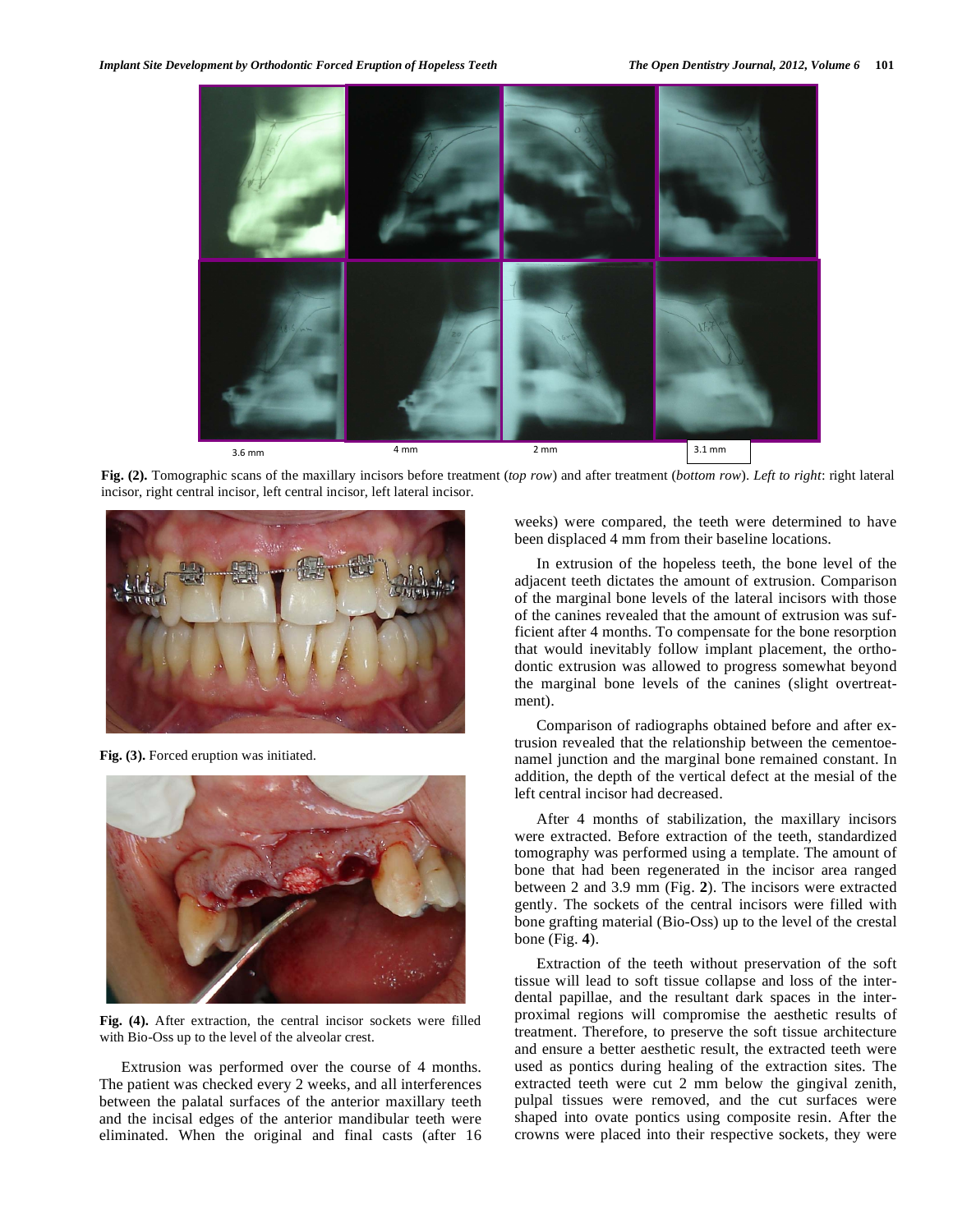3.6 mm 4 mm 2 mm 3.1 mm

**Fig. (2).** Tomographic scans of the maxillary incisors before treatment (*top row*) and after treatment (*bottom row*). *Left to right*: right lateral incisor, right central incisor, left central incisor, left lateral incisor.

**Fig. (3).** Forced eruption was initiated.

**Fig. (4).** After extraction, the central incisor sockets were filled with Bio-Oss up to the level of the alveolar crest.

Extrusion was performed over the course of 4 months. The patient was checked every 2 weeks, and all interferences between the palatal surfaces of the anterior maxillary teeth and the incisal edges of the anterior mandibular teeth were eliminated. When the original and final casts (after 16 weeks) were compared, the teeth were determined to have been displaced 4 mm from their baseline locations.

In extrusion of the hopeless teeth, the bone level of the adjacent teeth dictates the amount of extrusion. Comparison of the marginal bone levels of the lateral incisors with those of the canines revealed that the amount of extrusion was sufficient after 4 months. To compensate for the bone resorption that would inevitably follow implant placement, the orthodontic extrusion was allowed to progress somewhat beyond the marginal bone levels of the canines (slight overtreatment).

Comparison of radiographs obtained before and after extrusion revealed that the relationship between the cementoenamel junction and the marginal bone remained constant. In addition, the depth of the vertical defect at the mesial of the left central incisor had decreased.

After 4 months of stabilization, the maxillary incisors were extracted. Before extraction of the teeth, standardized tomography was performed using a template. The amount of bone that had been regenerated in the incisor area ranged between 2 and 3.9 mm (Fig. **2**). The incisors were extracted gently. The sockets of the central incisors were filled with bone grafting material (Bio-Oss) up to the level of the crestal bone (Fig. **4**).

Extraction of the teeth without preservation of the soft tissue will lead to soft tissue collapse and loss of the interdental papillae, and the resultant dark spaces in the interproximal regions will compromise the aesthetic results of treatment. Therefore, to preserve the soft tissue architecture and ensure a better aesthetic result, the extracted teeth were used as pontics during healing of the extraction sites. The extracted teeth were cut 2 mm below the gingival zenith, pulpal tissues were removed, and the cut surfaces were shaped into ovate pontics using composite resin. After the crowns were placed into their respective sockets, they were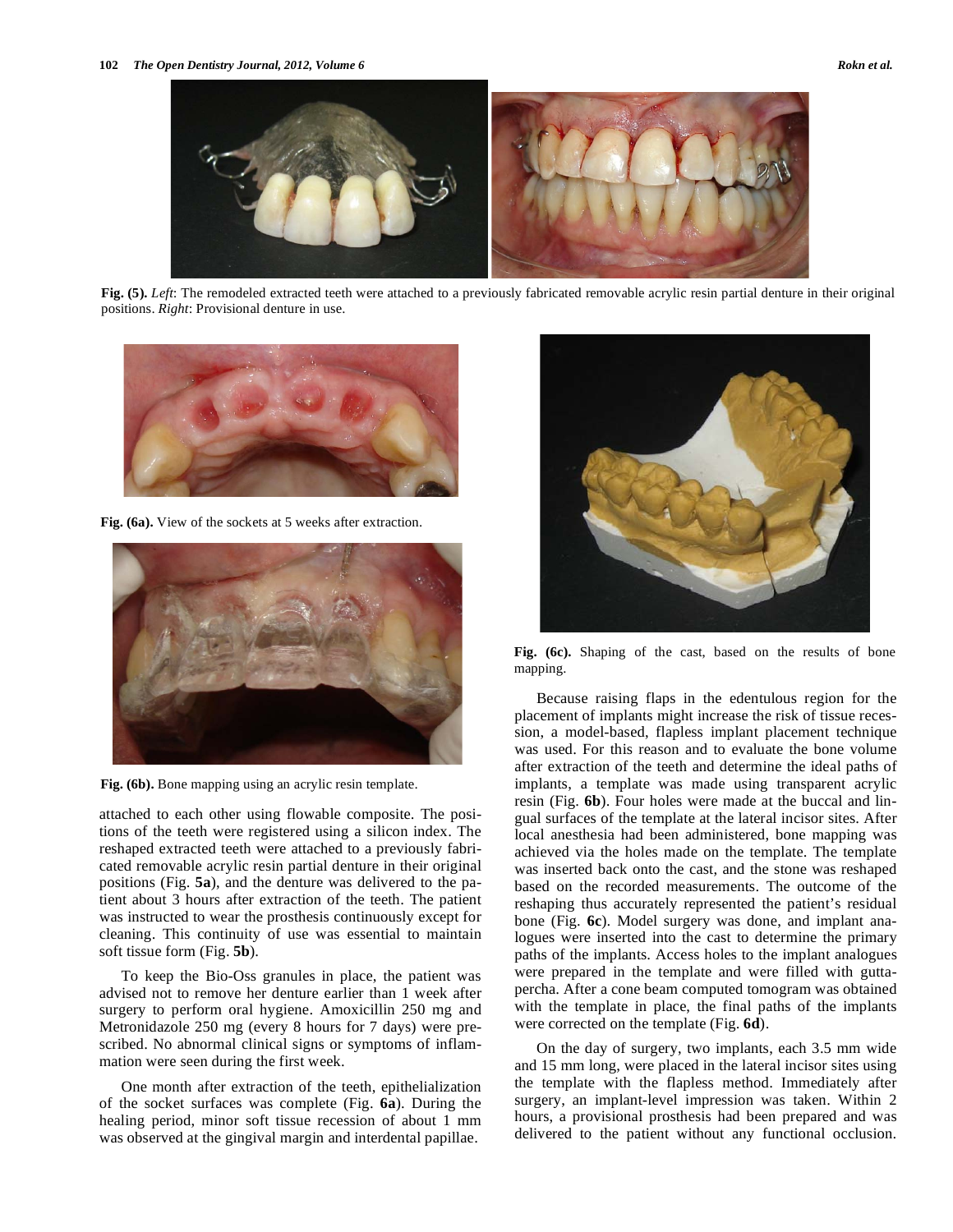Fig. (5). *Left*: The remodeled extracted teeth were attached to a previously fabricated removable acrylic resin partial denture in their original positions. *Right*: Provisional denture in use.

Fig. (6a). View of the sockets at 5 weeks after extraction.

Fig. (6b). Bone mapping using an acrylic resin template.

attached to each other using flowable composite. The positions of the teeth were registered using a silicon index. The reshaped extracted teeth were attached to a previously fabricated removable acrylic resin partial denture in their original positions (Fig. **5a**), and the denture was delivered to the patient about 3 hours after extraction of the teeth. The patient was instructed to wear the prosthesis continuously except for cleaning. This continuity of use was essential to maintain soft tissue form (Fig. **5b**).

To keep the Bio-Oss granules in place, the patient was advised not to remove her denture earlier than 1 week after surgery to perform oral hygiene. Amoxicillin 250 mg and Metronidazole 250 mg (every 8 hours for 7 days) were prescribed. No abnormal clinical signs or symptoms of inflammation were seen during the first week.

One month after extraction of the teeth, epithelialization of the socket surfaces was complete (Fig. **6a**). During the healing period, minor soft tissue recession of about 1 mm was observed at the gingival margin and interdental papillae.

Fig. (6c). Shaping of the cast, based on the results of bone mapping.

Because raising flaps in the edentulous region for the placement of implants might increase the risk of tissue recession, a model-based, flapless implant placement technique was used. For this reason and to evaluate the bone volume after extraction of the teeth and determine the ideal paths of implants, a template was made using transparent acrylic resin (Fig. **6b**). Four holes were made at the buccal and lingual surfaces of the template at the lateral incisor sites. After local anesthesia had been administered, bone mapping was achieved via the holes made on the template. The template was inserted back onto the cast, and the stone was reshaped based on the recorded measurements. The outcome of the reshaping thus accurately represented the patient's residual bone (Fig. **6c**). Model surgery was done, and implant analogues were inserted into the cast to determine the primary paths of the implants. Access holes to the implant analogues were prepared in the template and were filled with gutta-percha. After a cone beam computed tomogram was obtained with the template in place, the final paths of the implants were corrected on the template (Fig. **6d**).

On the day of surgery, two implants, each 3.5 mm wide and 15 mm long, were placed in the lateral incisor sites using the template with the flapless method. Immediately after surgery, an implant-level impression was taken. Within 2 hours, a provisional prosthesis had been prepared and was delivered to the patient without any functional occlusion.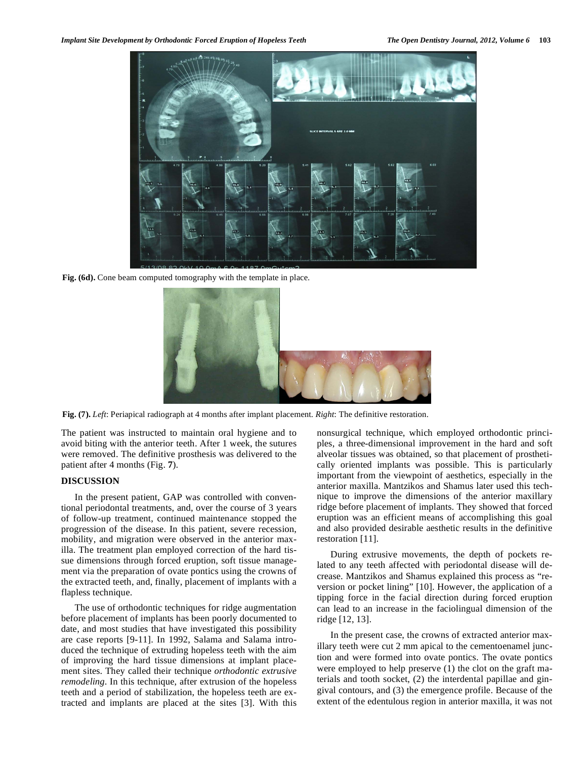Fig. (6d). Cone beam computed tomography with the template in place.

Fig. (7). *Left*: Periapical radiograph at 4 months after implant placement. *Right*: The definitive restoration.

The patient was instructed to maintain oral hygiene and to avoid biting with the anterior teeth. After 1 week, the sutures were removed. The definitive prosthesis was delivered to the patient after 4 months (Fig. **7**).

## DISCUSSION

In the present patient, GAP was controlled with conventional periodontal treatments, and, over the course of 3 years of follow-up treatment, continued maintenance stopped the progression of the disease. In this patient, severe recession, mobility, and migration were observed in the anterior maxilla. The treatment plan employed correction of the hard tissue dimensions through forced eruption, soft tissue management via the preparation of ovate pontics using the crowns of the extracted teeth, and, finally, placement of implants with a flapless technique.

The use of orthodontic techniques for ridge augmentation before placement of implants has been poorly documented to date, and most studies that have investigated this possibility are case reports [9-11]. In 1992, Salama and Salama introduced the technique of extruding hopeless teeth with the aim of improving the hard tissue dimensions at implant placement sites. They called their technique *orthodontic extrusive remodeling*. In this technique, after extrusion of the hopeless teeth and a period of stabilization, the hopeless teeth are extracted and implants are placed at the sites [3]. With this nonsurgical technique, which employed orthodontic principles, a three-dimensional improvement in the hard and soft alveolar tissues was obtained, so that placement of prosthetically oriented implants was possible. This is particularly important from the viewpoint of aesthetics, especially in the anterior maxilla. Mantzikos and Shamus later used this technique to improve the dimensions of the anterior maxillary ridge before placement of implants. They showed that forced eruption was an efficient means of accomplishing this goal and also provided desirable aesthetic results in the definitive restoration [11].

During extrusive movements, the depth of pockets related to any teeth affected with periodontal disease will decrease. Mantzikos and Shamus explained this process as "reversion or pocket lining" [10]. However, the application of a tipping force in the facial direction during forced eruption can lead to an increase in the faciolingual dimension of the ridge [12, 13].

In the present case, the crowns of extracted anterior maxillary teeth were cut 2 mm apical to the cementoenamel junction and were formed into ovate pontics. The ovate pontics were employed to help preserve (1) the clot on the graft materials and tooth socket, (2) the interdental papillae and gingival contours, and (3) the emergence profile. Because of the extent of the edentulous region in anterior maxilla, it was not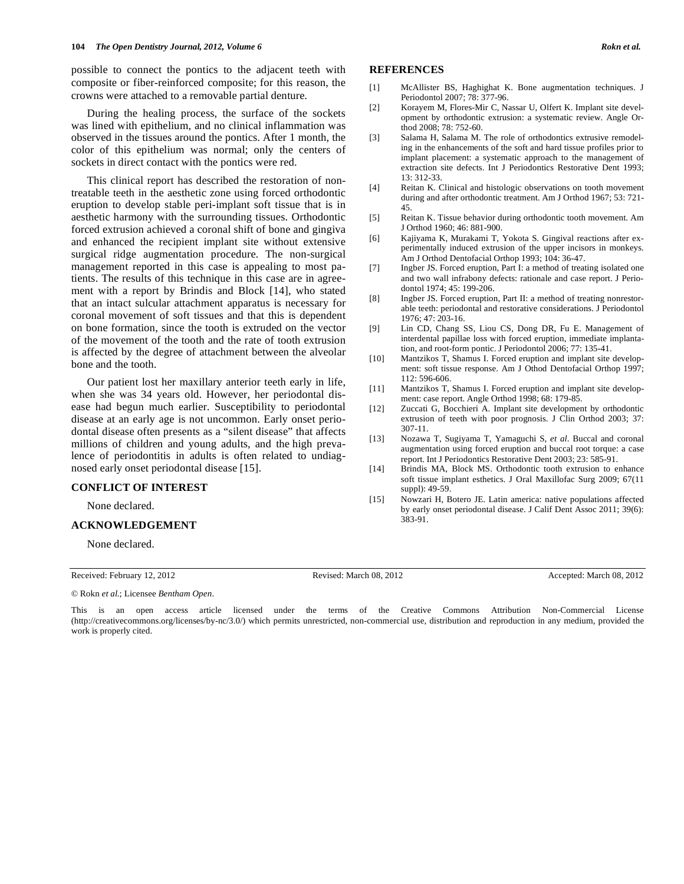possible to connect the pontics to the adjacent teeth with composite or fiber-reinforced composite; for this reason, the crowns were attached to a removable partial denture.

During the healing process, the surface of the sockets was lined with epithelium, and no clinical inflammation was observed in the tissues around the pontics. After 1 month, the color of this epithelium was normal; only the centers of sockets in direct contact with the pontics were red.

This clinical report has described the restoration of non-treatable teeth in the aesthetic zone using forced orthodontic eruption to develop stable peri-implant soft tissue that is in aesthetic harmony with the surrounding tissues. Orthodontic forced extrusion achieved a coronal shift of bone and gingiva and enhanced the recipient implant site without extensive surgical ridge augmentation procedure. The non-surgical management reported in this case is appealing to most patients. The results of this technique in this case are in agreement with a report by Brindis and Block [14], who stated that an intact sulcular attachment apparatus is necessary for coronal movement of soft tissues and that this is dependent on bone formation, since the tooth is extruded on the vector of the movement of the tooth and the rate of tooth extrusion is affected by the degree of attachment between the alveolar bone and the tooth.

Our patient lost her maxillary anterior teeth early in life, when she was 34 years old. However, her periodontal disease had begun much earlier. Susceptibility to periodontal disease at an early age is not uncommon. Early onset periodontal disease often presents as a "silent disease" that affects millions of children and young adults, and the high prevalence of periodontitis in adults is often related to undiagnosed early onset periodontal disease [15].

## CONFLICT OF INTEREST

None declared.

## ACKNOWLEDGEMENT

None declared.

## REFERENCES

[1] McAllister BS, Haghighat K. Bone augmentation techniques. J Periodontol 2007; 78: 377-96.

[2] Korayem M, Flores-Mir C, Nassar U, Olfert K. Implant site development by orthodontic extrusion: a systematic review. Angle Orthod 2008; 78: 752-60.

[3] Salama H, Salama M. The role of orthodontics extrusive remodeling in the enhancements of the soft and hard tissue profiles prior to implant placement: a systematic approach to the management of extraction site defects. Int J Periodontics Restorative Dent 1993; 13: 312-33.

[4] Reitan K. Clinical and histologic observations on tooth movement during and after orthodontic treatment. Am J Orthod 1967; 53: 721-45.

[5] Reitan K. Tissue behavior during orthodontic tooth movement. Am J Orthod 1960; 46: 881-900.

[6] Kajiyama K, Murakami T, Yokota S. Gingival reactions after experimentally induced extrusion of the upper incisors in monkeys. Am J Orthod Dentofacial Orthop 1993; 104: 36-47.

[7] Ingber JS. Forced eruption, Part I: a method of treating isolated one and two wall infrabony defects: rationale and case report. J Periodontol 1974; 45: 199-206.

[8] Ingber JS. Forced eruption, Part II: a method of treating nonrestorable teeth: periodontal and restorative considerations. J Periodontol 1976; 47: 203-16.

[9] Lin CD, Chang SS, Liou CS, Dong DR, Fu E. Management of interdental papillae loss with forced eruption, immediate implantation, and root-form pontic. J Periodontol 2006; 77: 135-41.

[10] Mantzikos T, Shamus I. Forced eruption and implant site development: soft tissue response. Am J Othod Dentofacial Orthop 1997; 112: 596-606.

[11] Mantzikos T, Shamus I. Forced eruption and implant site development: case report. Angle Orthod 1998; 68: 179-85.

[12] Zuccati G, Bocchieri A. Implant site development by orthodontic extrusion of teeth with poor prognosis. J Clin Orthod 2003; 37: 307-11.

[13] Nozawa T, Sugiyama T, Yamaguchi S, *et al*. Buccal and coronal augmentation using forced eruption and buccal root torque: a case report. Int J Periodontics Restorative Dent 2003; 23: 585-91.

[14] Brindis MA, Block MS. Orthodontic tooth extrusion to enhance soft tissue implant esthetics. J Oral Maxillofac Surg 2009; 67(11 suppl): 49-59.

[15] Nowzari H, Botero JE. Latin america: native populations affected by early onset periodontal disease. J Calif Dent Assoc 2011; 39(6): 383-91.

Received: February 12, 2012 Revised: March 08, 2012 Accepted: March 08, 2012

© Rokn *et al.*; Licensee *Bentham Open*.

This is an open access article licensed under the terms of the Creative Commons Attribution Non-Commercial License (http://creativecommons.org/licenses/by-nc/3.0/) which permits unrestricted, non-commercial use, distribution and reproduction in any medium, provided the work is properly cited.